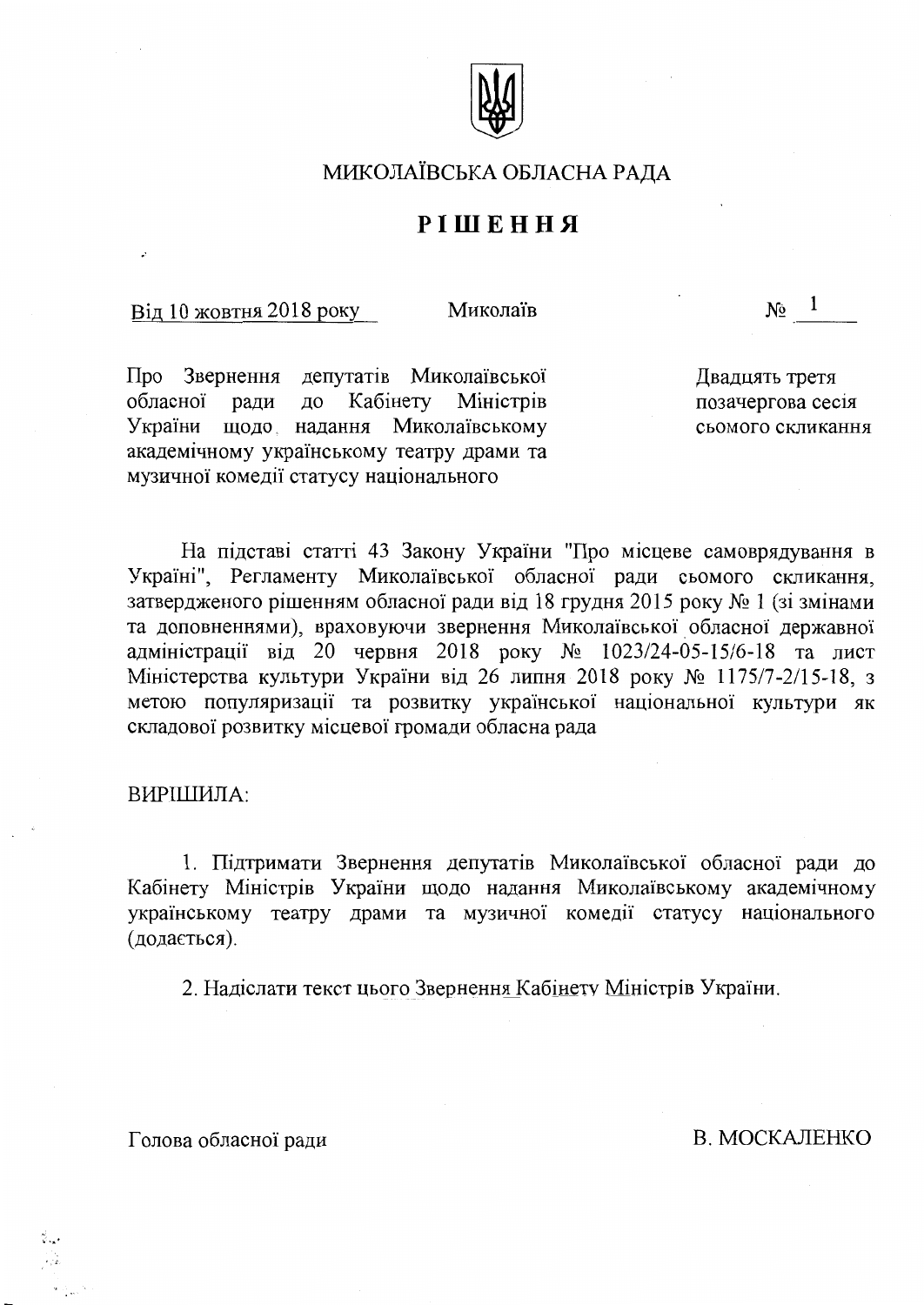МИКОЛАЇВСЬКА ОБЛАСНА РАДА

# РІШЕННЯ

Від 10 жовтня 2018 року  Миколаїв  № 1

Про Звернення депутатів Миколаївської обласної ради до Кабінету Міністрів України щодо надання Миколаївському академічному українському театру драми та музичної комедії статусу національного

Двадцять третя позачергова сесія сьомого скликання

На підставі статті 43 Закону України "Про місцеве самоврядування в Україні", Регламенту Миколаївської обласної ради сьомого скликання, затвердженого рішенням обласної ради від 18 грудня 2015 року № 1 (зі змінами та доповненнями), враховуючи звернення Миколаївської обласної державної адміністрації від 20 червня 2018 року № 1023/24-05-15/6-18 та лист Міністерства культури України від 26 липня 2018 року № 1175/7-2/15-18, з метою популяризації та розвитку української національної культури як складової розвитку місцевої громади обласна рада

ВИРІШИЛА:

1. Підтримати Звернення депутатів Миколаївської обласної ради до Кабінету Міністрів України щодо надання Миколаївському академічному українському театру драми та музичної комедії статусу національного (додається).

2. Надіслати текст цього Звернення Кабінету Міністрів України.

Голова обласної ради  В. МОСКАЛЕНКО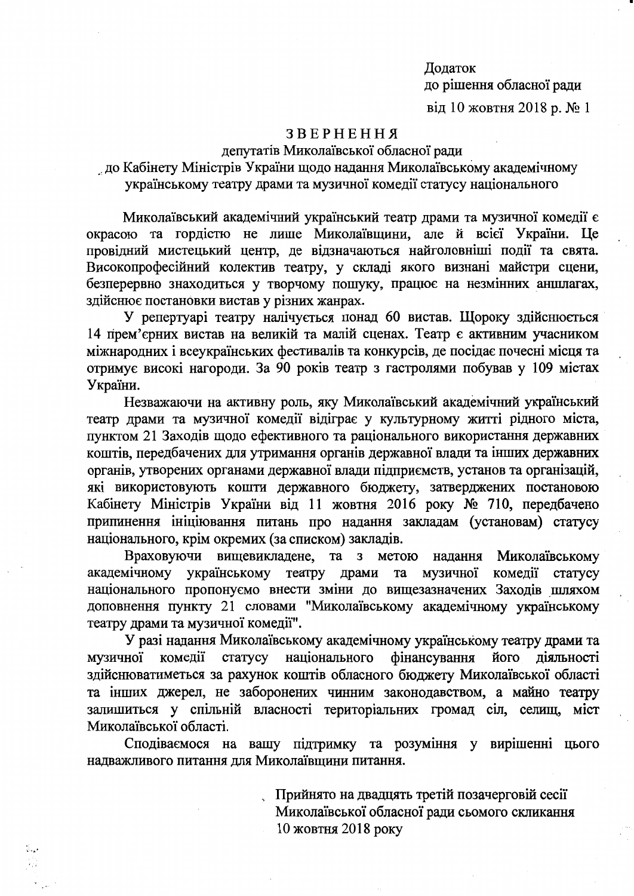Додаток
до рішення обласної ради
від 10 жовтня 2018 р. № 1

# ЗВЕРНЕННЯ

## депутатів Миколаївської обласної ради до Кабінету Міністрів України щодо надання Миколаївському академічному українському театру драми та музичної комедії статусу національного

Миколаївський академічний український театр драми та музичної комедії є окрасою та гордістю не лише Миколаївщини, але й всієї України. Це провідний мистецький центр, де відзначаються найголовніші події та свята. Висококопрофесійний колектив театру, у складі якого визнані майстри сцени, безперервно знаходиться у творчому пошуку, працює на незмінних аншлагах, здійснює постановки вистав у різних жанрах.

У репертуарі театру налічується понад 60 вистав. Щороку здійснюється 14 прем'єрних вистав на великій та малій сценах. Театр є активним учасником міжнародних і всеукраїнських фестивалів та конкурсів, де посідає почесні місця та отримує високі нагороди. За 90 років театр з гастролями побував у 109 містах України.

Незважаючи на активну роль, яку Миколаївський академічний український театр драми та музичної комедії відіграє у культурному житті рідного міста, пунктом 21 Заходів щодо ефективного та раціонального використання державних коштів, передбачених для утримання органів державної влади та інших державних органів, утворених органами державної влади підприємств, установ та організацій, які використовують кошти державного бюджету, затверджених постановою Кабінету Міністрів України від 11 жовтня 2016 року № 710, передбачено припинення ініціювання питань про надання закладам (установам) статусу національного, крім окремих (за списком) закладів.

Враховуючи вищевикладене, та з метою надання Миколаївському академічному українському театру драми та музичної комедії статусу національного пропонуємо внести зміни до вищезазначених Заходів шляхом доповнення пункту 21 словами "Миколаївському академічному українському театру драми та музичної комедії".

У разі надання Миколаївському академічному українському театру драми та музичної комедії статусу національного фінансування його діяльності здійснюватиметься за рахунок коштів обласного бюджету Миколаївської області та інших джерел, не заборонених чинним законодавством, а майно театру залишиться у спільній власності територіальних громад сіл, селищ, міст Миколаївської області.

Сподіваємося на вашу підтримку та розуміння у вирішенні цього надважливого питання для Миколаївщини питання.

Прийнято на двадцять третій позачерговій сесії
Миколаївської обласної ради сьомого скликання
10 жовтня 2018 року